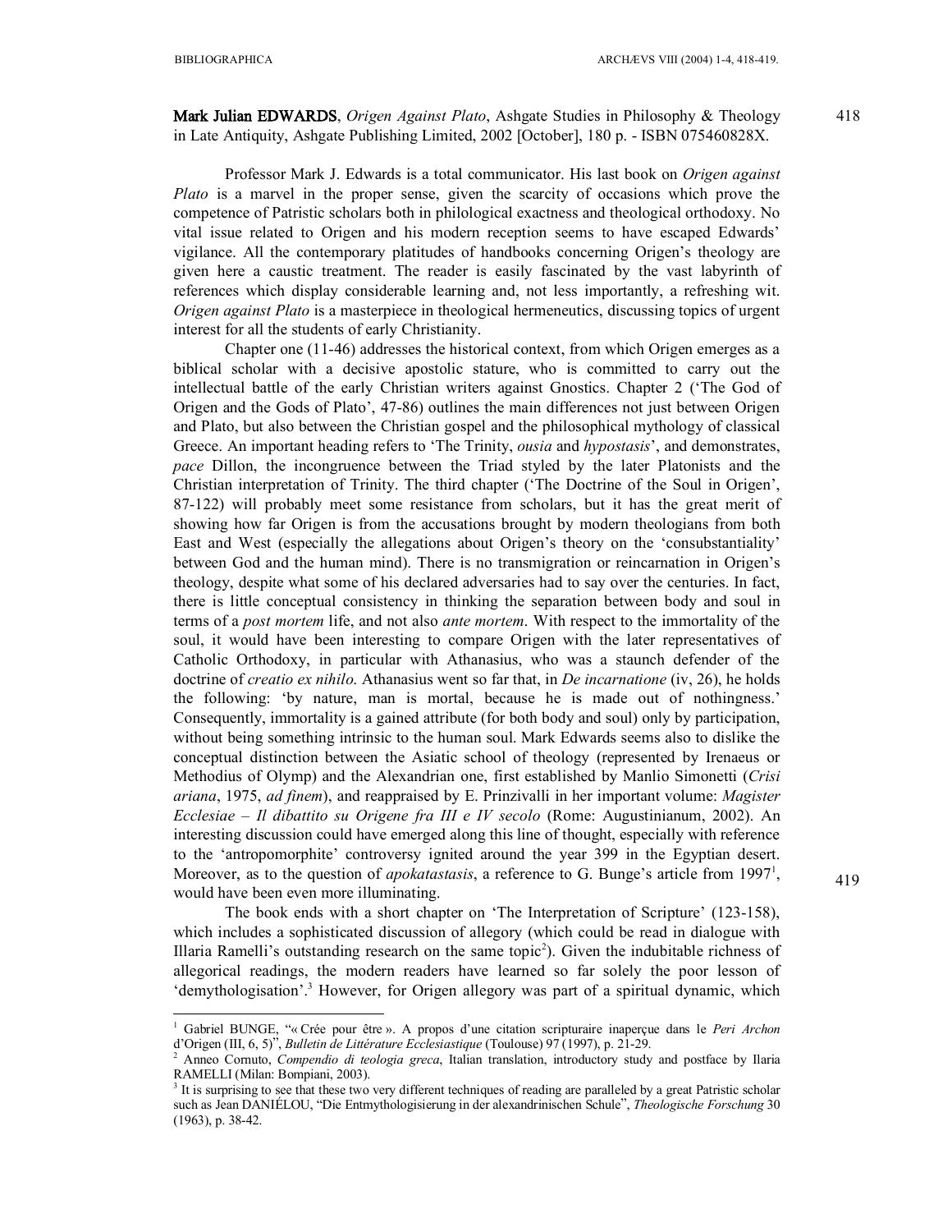**Mark Julian EDWARDS**, *Origen Against Plato*, Ashgate Studies in Philosophy & Theology in Late Antiquity, Ashgate Publishing Limited, 2002 [October], 180 p. - ISBN 075460828X.

Professor Mark J. Edwards is a total communicator. His last book on *Origen against Plato* is a marvel in the proper sense, given the scarcity of occasions which prove the competence of Patristic scholars both in philological exactness and theological orthodoxy. No vital issue related to Origen and his modern reception seems to have escaped Edwards' vigilance. All the contemporary platitudes of handbooks concerning Origen's theology are given here a caustic treatment. The reader is easily fascinated by the vast labyrinth of references which display considerable learning and, not less importantly, a refreshing wit. *Origen against Plato* is a masterpiece in theological hermeneutics, discussing topics of urgent interest for all the students of early Christianity.

Chapter one (11-46) addresses the historical context, from which Origen emerges as a biblical scholar with a decisive apostolic stature, who is committed to carry out the intellectual battle of the early Christian writers against Gnostics. Chapter 2 ('The God of Origen and the Gods of Plato', 47-86) outlines the main differences not just between Origen and Plato, but also between the Christian gospel and the philosophical mythology of classical Greece. An important heading refers to 'The Trinity, *ousia* and *hypostasis*', and demonstrates, *pace* Dillon, the incongruence between the Triad styled by the later Platonists and the Christian interpretation of Trinity. The third chapter ('The Doctrine of the Soul in Origen', 87-122) will probably meet some resistance from scholars, but it has the great merit of showing how far Origen is from the accusations brought by modern theologians from both East and West (especially the allegations about Origen's theory on the 'consubstantiality' between God and the human mind). There is no transmigration or reincarnation in Origen's theology, despite what some of his declared adversaries had to say over the centuries. In fact, there is little conceptual consistency in thinking the separation between body and soul in terms of a *post mortem* life, and not also *ante mortem*. With respect to the immortality of the soul, it would have been interesting to compare Origen with the later representatives of Catholic Orthodoxy, in particular with Athanasius, who was a staunch defender of the doctrine of *creatio ex nihilo*. Athanasius went so far that, in *De incarnatione* (iv, 26), he holds the following: 'by nature, man is mortal, because he is made out of nothingness.' Consequently, immortality is a gained attribute (for both body and soul) only by participation, without being something intrinsic to the human soul. Mark Edwards seems also to dislike the conceptual distinction between the Asiatic school of theology (represented by Irenaeus or Methodius of Olymp) and the Alexandrian one, first established by Manlio Simonetti (*Crisi ariana*, 1975, *ad finem*), and reappraised by E. Prinzivalli in her important volume: *Magister Ecclesiae – Il dibattito su Origene fra III e IV secolo* (Rome: Augustinianum, 2002). An interesting discussion could have emerged along this line of thought, especially with reference to the 'antropomorphite' controversy ignited around the year 399 in the Egyptian desert. Moreover, as to the question of *apokatastasis*, a reference to G. Bunge's article from 1997[1], would have been even more illuminating.

The book ends with a short chapter on 'The Interpretation of Scripture' (123-158), which includes a sophisticated discussion of allegory (which could be read in dialogue with Illaria Ramelli's outstanding research on the same topic[2]). Given the indubitable richness of allegorical readings, the modern readers have learned so far solely the poor lesson of 'demythologisation'.[3] However, for Origen allegory was part of a spiritual dynamic, which

---

[1] Gabriel BUNGE, "« Crée pour être ». A propos d'une citation scripturaire inaperçue dans le *Peri Archon* d'Origen (III, 6, 5)", *Bulletin de Littérature Ecclesiastique* (Toulouse) 97 (1997), p. 21-29.

[2] Anneo Cornuto, *Compendio di teologia greca*, Italian translation, introductory study and postface by Ilaria RAMELLI (Milan: Bompiani, 2003).

[3] It is surprising to see that these two very different techniques of reading are paralleled by a great Patristic scholar such as Jean DANIÉLOU, "Die Entmythologisierung in der alexandrinischen Schule", *Theologische Forschung* 30 (1963), p. 38-42.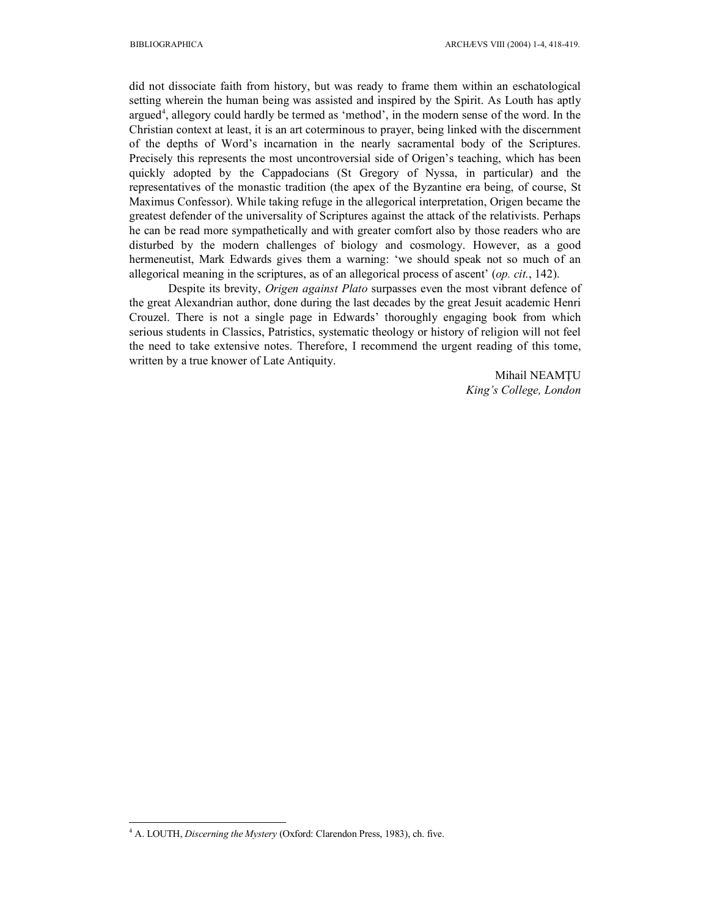did not dissociate faith from history, but was ready to frame them within an eschatological setting wherein the human being was assisted and inspired by the Spirit. As Louth has aptly argued[4], allegory could hardly be termed as 'method', in the modern sense of the word. In the Christian context at least, it is an art coterminous to prayer, being linked with the discernment of the depths of Word's incarnation in the nearly sacramental body of the Scriptures. Precisely this represents the most uncontroversial side of Origen's teaching, which has been quickly adopted by the Cappadocians (St Gregory of Nyssa, in particular) and the representatives of the monastic tradition (the apex of the Byzantine era being, of course, St Maximus Confessor). While taking refuge in the allegorical interpretation, Origen became the greatest defender of the universality of Scriptures against the attack of the relativists. Perhaps he can be read more sympathetically and with greater comfort also by those readers who are disturbed by the modern challenges of biology and cosmology. However, as a good hermeneutist, Mark Edwards gives them a warning: 'we should speak not so much of an allegorical meaning in the scriptures, as of an allegorical process of ascent' (*op. cit.*, 142).

Despite its brevity, *Origen against Plato* surpasses even the most vibrant defence of the great Alexandrian author, done during the last decades by the great Jesuit academic Henri Crouzel. There is not a single page in Edwards' thoroughly engaging book from which serious students in Classics, Patristics, systematic theology or history of religion will not feel the need to take extensive notes. Therefore, I recommend the urgent reading of this tome, written by a true knower of Late Antiquity.

Mihail NEAMȚU
*King's College, London*

---

[4] A. LOUTH, *Discerning the Mystery* (Oxford: Clarendon Press, 1983), ch. five.